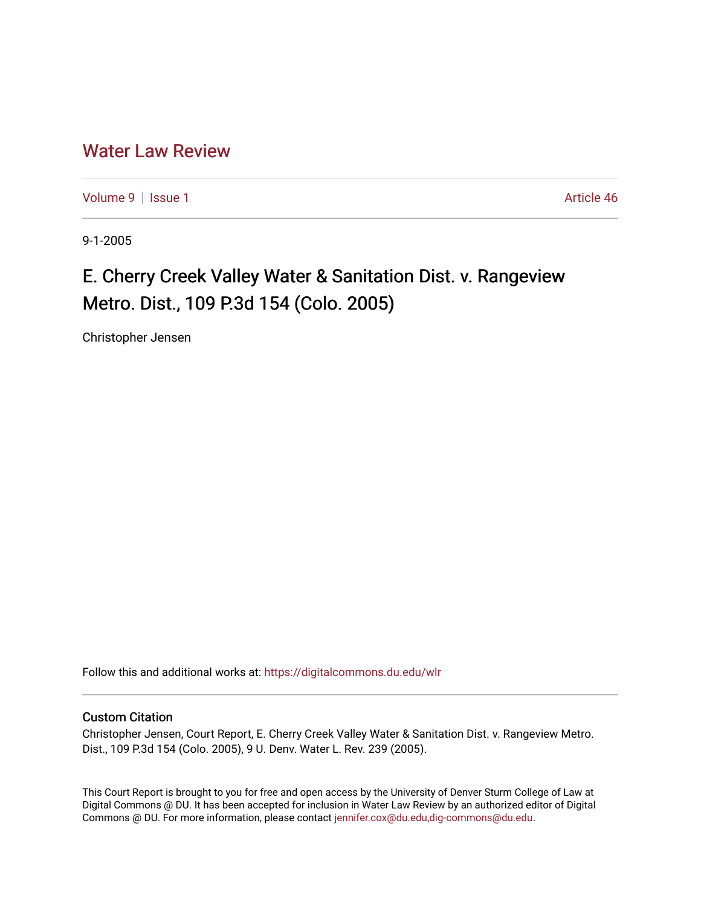# Water Law Review

Volume 9 | Issue 1 | Article 46

9-1-2005

## E. Cherry Creek Valley Water & Sanitation Dist. v. Rangeview Metro. Dist., 109 P.3d 154 (Colo. 2005)

Christopher Jensen

Follow this and additional works at: https://digitalcommons.du.edu/wlr

### Custom Citation

Christopher Jensen, Court Report, E. Cherry Creek Valley Water & Sanitation Dist. v. Rangeview Metro. Dist., 109 P.3d 154 (Colo. 2005), 9 U. Denv. Water L. Rev. 239 (2005).

This Court Report is brought to you for free and open access by the University of Denver Sturm College of Law at Digital Commons @ DU. It has been accepted for inclusion in Water Law Review by an authorized editor of Digital Commons @ DU. For more information, please contact jennifer.cox@du.edu,dig-commons@du.edu.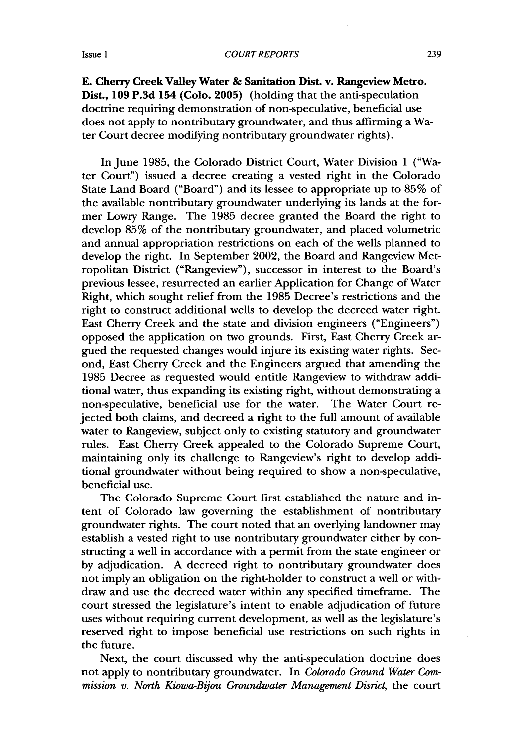**E. Cherry Creek Valley Water & Sanitation Dist. v. Rangeview Metro. Dist., 109 P.3d 154 (Colo. 2005)** (holding that the anti-speculation doctrine requiring demonstration of non-speculative, beneficial use does not apply to nontributary groundwater, and thus affirming a Water Court decree modifying nontributary groundwater rights).

In June 1985, the Colorado District Court, Water Division 1 ("Water Court") issued a decree creating a vested right in the Colorado State Land Board ("Board") and its lessee to appropriate up to 85% of the available nontributary groundwater underlying its lands at the former Lowry Range. The 1985 decree granted the Board the right to develop 85% of the nontributary groundwater, and placed volumetric and annual appropriation restrictions on each of the wells planned to develop the right. In September 2002, the Board and Rangeview Metropolitan District ("Rangeview"), successor in interest to the Board's previous lessee, resurrected an earlier Application for Change of Water Right, which sought relief from the 1985 Decree's restrictions and the right to construct additional wells to develop the decreed water right. East Cherry Creek and the state and division engineers ("Engineers") opposed the application on two grounds. First, East Cherry Creek argued the requested changes would injure its existing water rights. Second, East Cherry Creek and the Engineers argued that amending the 1985 Decree as requested would entitle Rangeview to withdraw additional water, thus expanding its existing right, without demonstrating a non-speculative, beneficial use for the water. The Water Court rejected both claims, and decreed a right to the full amount of available water to Rangeview, subject only to existing statutory and groundwater rules. East Cherry Creek appealed to the Colorado Supreme Court, maintaining only its challenge to Rangeview's right to develop additional groundwater without being required to show a non-speculative, beneficial use.

The Colorado Supreme Court first established the nature and intent of Colorado law governing the establishment of nontributary groundwater rights. The court noted that an overlying landowner may establish a vested right to use nontributary groundwater either by constructing a well in accordance with a permit from the state engineer or by adjudication. A decreed right to nontributary groundwater does not imply an obligation on the right-holder to construct a well or withdraw and use the decreed water within any specified timeframe. The court stressed the legislature's intent to enable adjudication of future uses without requiring current development, as well as the legislature's reserved right to impose beneficial use restrictions on such rights in the future.

Next, the court discussed why the anti-speculation doctrine does not apply to nontributary groundwater. In *Colorado Ground Water Commission v. North Kiowa-Bijou Groundwater Management Disrict*, the court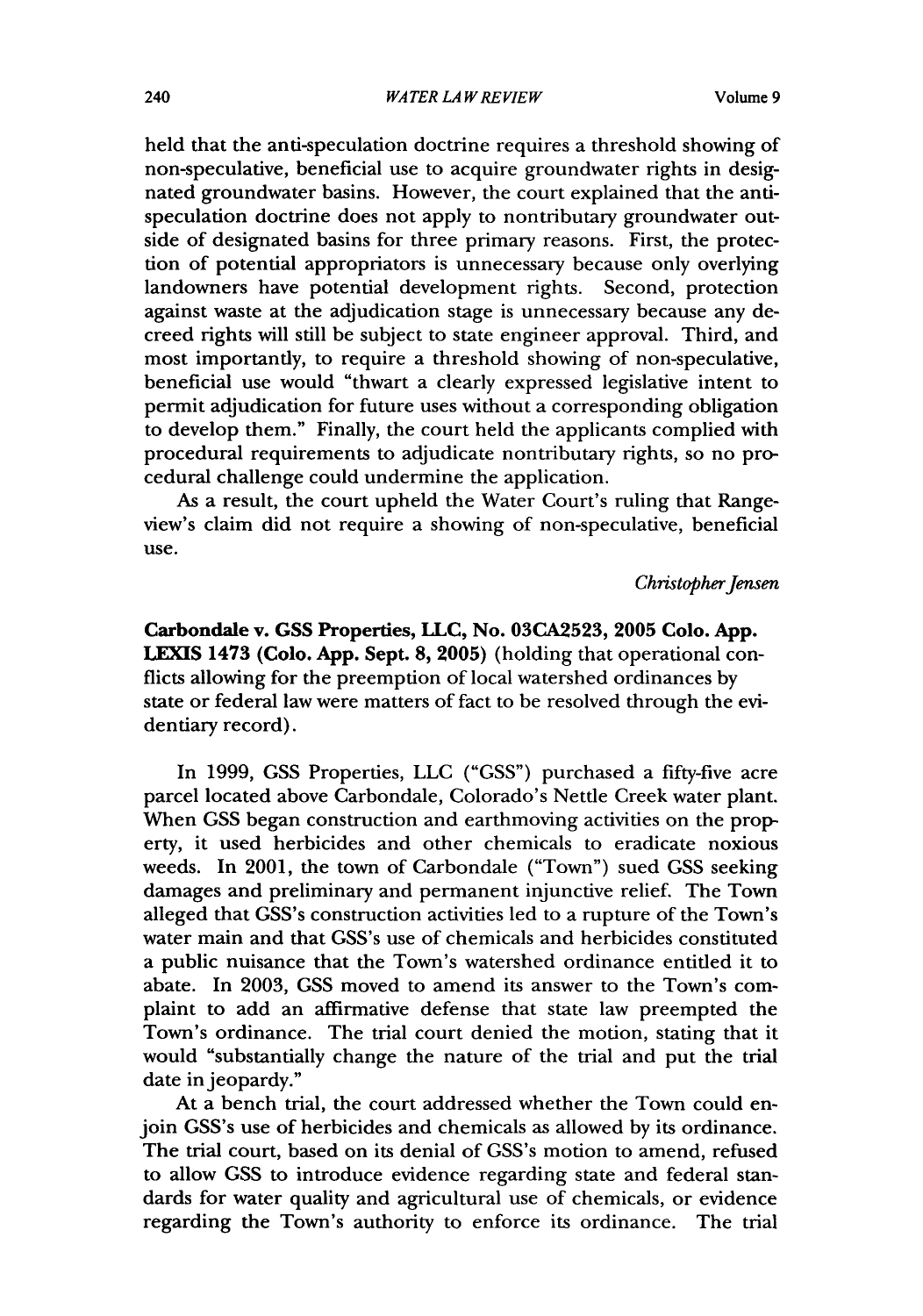held that the anti-speculation doctrine requires a threshold showing of non-speculative, beneficial use to acquire groundwater rights in designated groundwater basins. However, the court explained that the anti-speculation doctrine does not apply to nontributary groundwater outside of designated basins for three primary reasons. First, the protection of potential appropriators is unnecessary because only overlying landowners have potential development rights. Second, protection against waste at the adjudication stage is unnecessary because any decreed rights will still be subject to state engineer approval. Third, and most importantly, to require a threshold showing of non-speculative, beneficial use would "thwart a clearly expressed legislative intent to permit adjudication for future uses without a corresponding obligation to develop them." Finally, the court held the applicants complied with procedural requirements to adjudicate nontributary rights, so no procedural challenge could undermine the application.

As a result, the court upheld the Water Court's ruling that Rangeview's claim did not require a showing of non-speculative, beneficial use.

*Christopher Jensen*

**Carbondale v. GSS Properties, LLC, No. 03CA2523, 2005 Colo. App. LEXIS 1473 (Colo. App. Sept. 8, 2005)** (holding that operational conflicts allowing for the preemption of local watershed ordinances by state or federal law were matters of fact to be resolved through the evidentiary record).

In 1999, GSS Properties, LLC ("GSS") purchased a fifty-five acre parcel located above Carbondale, Colorado's Nettle Creek water plant. When GSS began construction and earthmoving activities on the property, it used herbicides and other chemicals to eradicate noxious weeds. In 2001, the town of Carbondale ("Town") sued GSS seeking damages and preliminary and permanent injunctive relief. The Town alleged that GSS's construction activities led to a rupture of the Town's water main and that GSS's use of chemicals and herbicides constituted a public nuisance that the Town's watershed ordinance entitled it to abate. In 2003, GSS moved to amend its answer to the Town's complaint to add an affirmative defense that state law preempted the Town's ordinance. The trial court denied the motion, stating that it would "substantially change the nature of the trial and put the trial date in jeopardy."

At a bench trial, the court addressed whether the Town could enjoin GSS's use of herbicides and chemicals as allowed by its ordinance. The trial court, based on its denial of GSS's motion to amend, refused to allow GSS to introduce evidence regarding state and federal standards for water quality and agricultural use of chemicals, or evidence regarding the Town's authority to enforce its ordinance. The trial